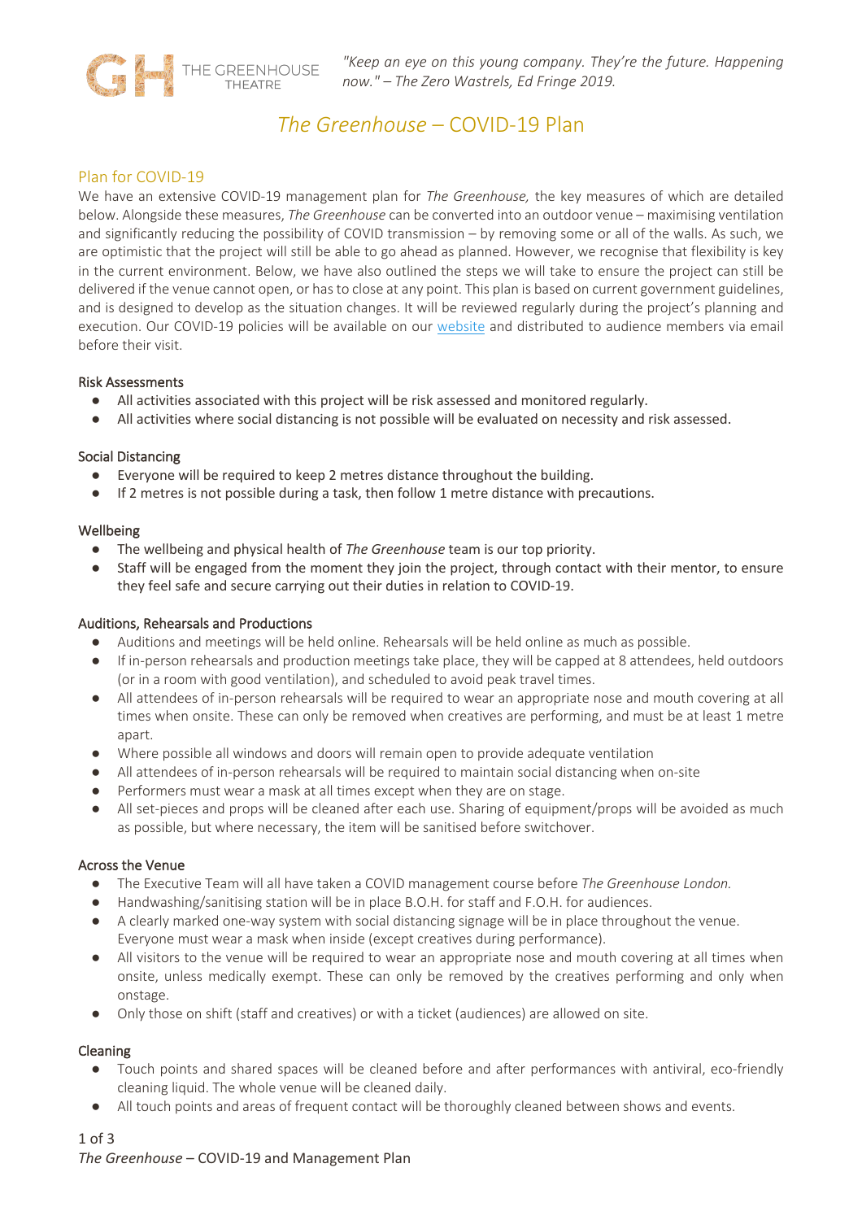THE GREENHOUSE THEATRE

*"Keep an eye on this young company. They're the future. Happening now." – The Zero Wastrels, Ed Fringe 2019.*

# *The Greenhouse* – COVID-19 Plan

## Plan for COVID-19

We have an extensive COVID-19 management plan for *The Greenhouse,* the key measures of which are detailed below. Alongside these measures, *The Greenhouse* can be converted into an outdoor venue – maximising ventilation and significantly reducing the possibility of COVID transmission – by removing some or all of the walls. As such, we are optimistic that the project will still be able to go ahead as planned. However, we recognise that flexibility is key in the current environment. Below, we have also outlined the steps we will take to ensure the project can still be delivered if the venue cannot open, or has to close at any point. This plan is based on current government guidelines, and is designed to develop as the situation changes. It will be reviewed regularly during the project's planning and execution. Our COVID-19 policies will be available on our website and distributed to audience members via email before their visit.

### Risk Assessments

- All activities associated with this project will be risk assessed and monitored regularly.
- All activities where social distancing is not possible will be evaluated on necessity and risk assessed.

### Social Distancing

- Everyone will be required to keep 2 metres distance throughout the building.
- If 2 metres is not possible during a task, then follow 1 metre distance with precautions.

### Wellbeing

- The wellbeing and physical health of *The Greenhouse* team is our top priority.
- Staff will be engaged from the moment they join the project, through contact with their mentor, to ensure they feel safe and secure carrying out their duties in relation to COVID-19.

### Auditions, Rehearsals and Productions

- Auditions and meetings will be held online. Rehearsals will be held online as much as possible.
- If in-person rehearsals and production meetings take place, they will be capped at 8 attendees, held outdoors (or in a room with good ventilation), and scheduled to avoid peak travel times.
- All attendees of in-person rehearsals will be required to wear an appropriate nose and mouth covering at all times when onsite. These can only be removed when creatives are performing, and must be at least 1 metre apart.
- Where possible all windows and doors will remain open to provide adequate ventilation
- All attendees of in-person rehearsals will be required to maintain social distancing when on-site
- Performers must wear a mask at all times except when they are on stage.
- All set-pieces and props will be cleaned after each use. Sharing of equipment/props will be avoided as much as possible, but where necessary, the item will be sanitised before switchover.

### Across the Venue

- The Executive Team will all have taken a COVID management course before *The Greenhouse London.*
- Handwashing/sanitising station will be in place B.O.H. for staff and F.O.H. for audiences.
- A clearly marked one-way system with social distancing signage will be in place throughout the venue. Everyone must wear a mask when inside (except creatives during performance).
- All visitors to the venue will be required to wear an appropriate nose and mouth covering at all times when onsite, unless medically exempt. These can only be removed by the creatives performing and only when onstage.
- Only those on shift (staff and creatives) or with a ticket (audiences) are allowed on site.

### Cleaning

- Touch points and shared spaces will be cleaned before and after performances with antiviral, eco-friendly cleaning liquid. The whole venue will be cleaned daily.
- All touch points and areas of frequent contact will be thoroughly cleaned between shows and events.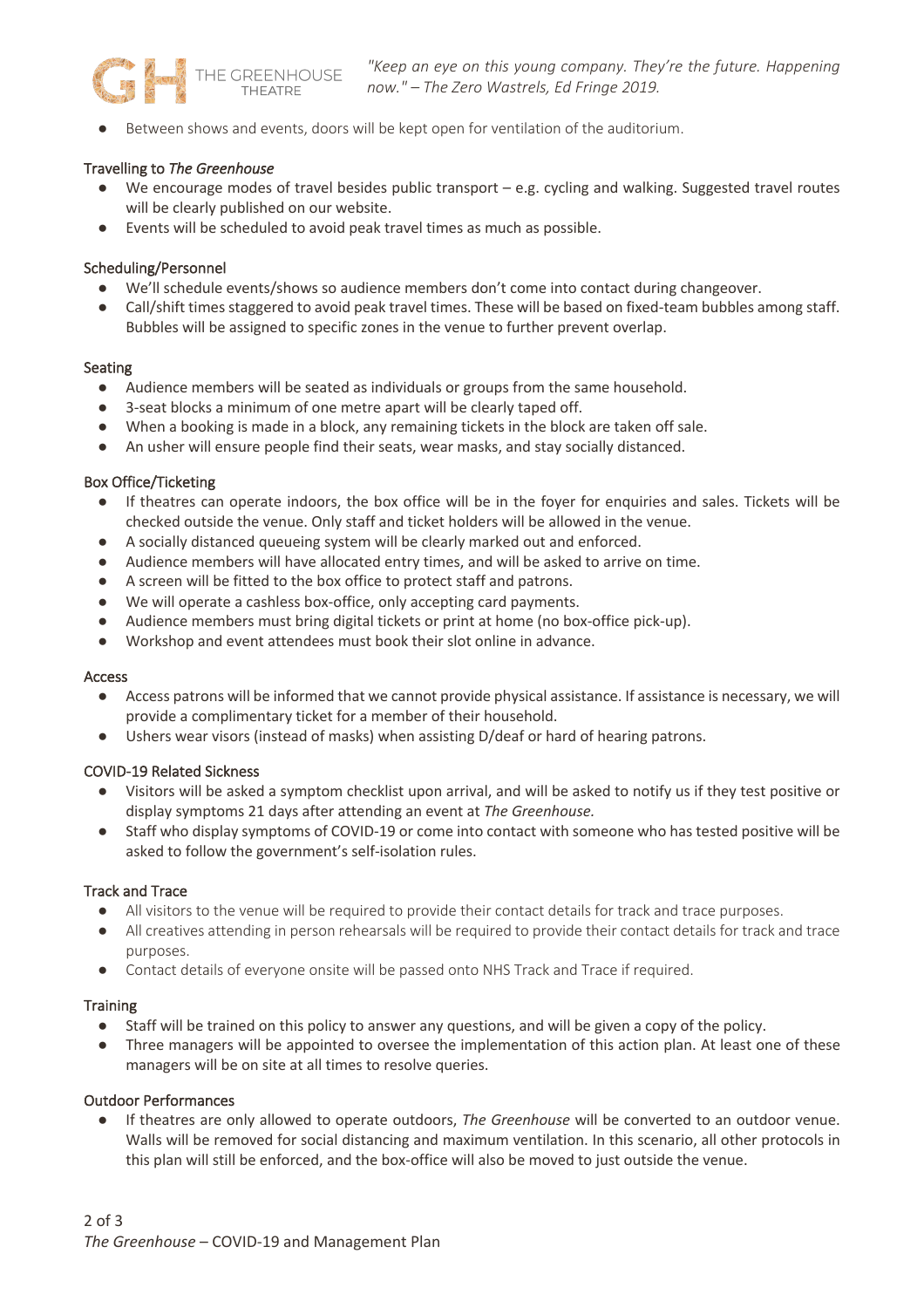- Between shows and events, doors will be kept open for ventilation of the auditorium.

### Travelling to *The Greenhouse*

- We encourage modes of travel besides public transport – e.g. cycling and walking. Suggested travel routes will be clearly published on our website.
- Events will be scheduled to avoid peak travel times as much as possible.

### Scheduling/Personnel

- We'll schedule events/shows so audience members don't come into contact during changeover.
- Call/shift times staggered to avoid peak travel times. These will be based on fixed-team bubbles among staff. Bubbles will be assigned to specific zones in the venue to further prevent overlap.

### Seating

- Audience members will be seated as individuals or groups from the same household.
- 3-seat blocks a minimum of one metre apart will be clearly taped off.
- When a booking is made in a block, any remaining tickets in the block are taken off sale.
- An usher will ensure people find their seats, wear masks, and stay socially distanced.

### Box Office/Ticketing

- If theatres can operate indoors, the box office will be in the foyer for enquiries and sales. Tickets will be checked outside the venue. Only staff and ticket holders will be allowed in the venue.
- A socially distanced queueing system will be clearly marked out and enforced.
- Audience members will have allocated entry times, and will be asked to arrive on time.
- A screen will be fitted to the box office to protect staff and patrons.
- We will operate a cashless box-office, only accepting card payments.
- Audience members must bring digital tickets or print at home (no box-office pick-up).
- Workshop and event attendees must book their slot online in advance.

### Access

- Access patrons will be informed that we cannot provide physical assistance. If assistance is necessary, we will provide a complimentary ticket for a member of their household.
- Ushers wear visors (instead of masks) when assisting D/deaf or hard of hearing patrons.

### COVID-19 Related Sickness

- Visitors will be asked a symptom checklist upon arrival, and will be asked to notify us if they test positive or display symptoms 21 days after attending an event at *The Greenhouse.*
- Staff who display symptoms of COVID-19 or come into contact with someone who has tested positive will be asked to follow the government's self-isolation rules.

### Track and Trace

- All visitors to the venue will be required to provide their contact details for track and trace purposes.
- All creatives attending in person rehearsals will be required to provide their contact details for track and trace purposes.
- Contact details of everyone onsite will be passed onto NHS Track and Trace if required.

### Training

- Staff will be trained on this policy to answer any questions, and will be given a copy of the policy.
- Three managers will be appointed to oversee the implementation of this action plan. At least one of these managers will be on site at all times to resolve queries.

### Outdoor Performances

- If theatres are only allowed to operate outdoors, *The Greenhouse* will be converted to an outdoor venue. Walls will be removed for social distancing and maximum ventilation. In this scenario, all other protocols in this plan will still be enforced, and the box-office will also be moved to just outside the venue.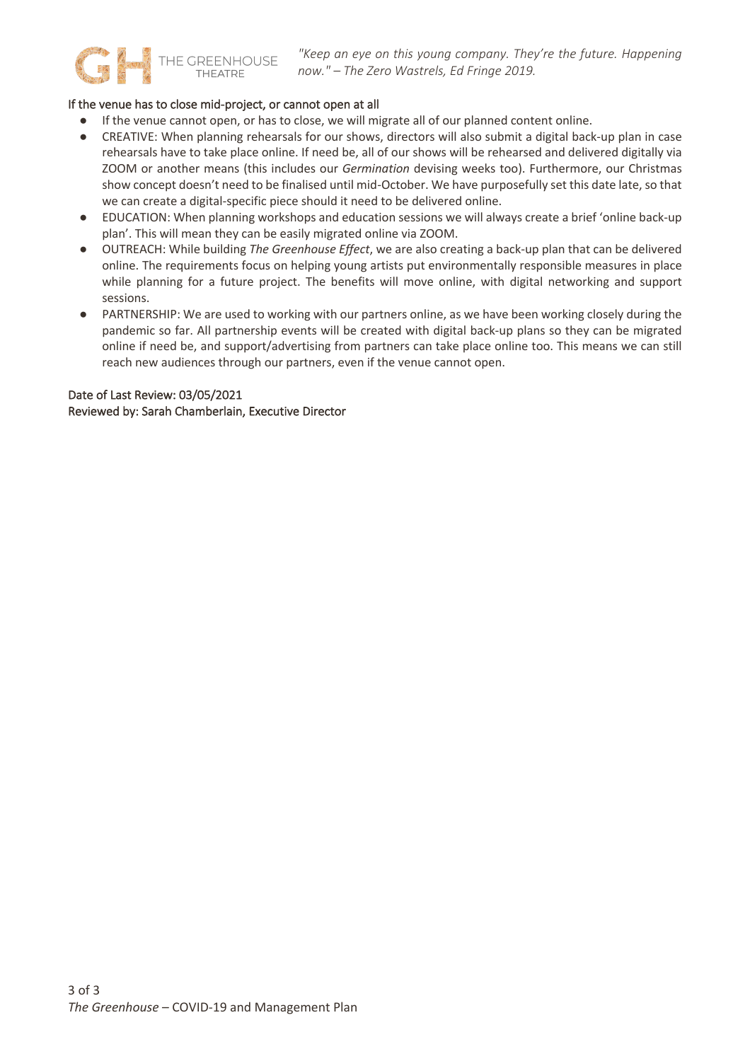### If the venue has to close mid-project, or cannot open at all

- If the venue cannot open, or has to close, we will migrate all of our planned content online.
- CREATIVE: When planning rehearsals for our shows, directors will also submit a digital back-up plan in case rehearsals have to take place online. If need be, all of our shows will be rehearsed and delivered digitally via ZOOM or another means (this includes our *Germination* devising weeks too). Furthermore, our Christmas show concept doesn't need to be finalised until mid-October. We have purposefully set this date late, so that we can create a digital-specific piece should it need to be delivered online.
- EDUCATION: When planning workshops and education sessions we will always create a brief 'online back-up plan'. This will mean they can be easily migrated online via ZOOM.
- OUTREACH: While building *The Greenhouse Effect*, we are also creating a back-up plan that can be delivered online. The requirements focus on helping young artists put environmentally responsible measures in place while planning for a future project. The benefits will move online, with digital networking and support sessions.
- PARTNERSHIP: We are used to working with our partners online, as we have been working closely during the pandemic so far. All partnership events will be created with digital back-up plans so they can be migrated online if need be, and support/advertising from partners can take place online too. This means we can still reach new audiences through our partners, even if the venue cannot open.

Date of Last Review: 03/05/2021
Reviewed by: Sarah Chamberlain, Executive Director